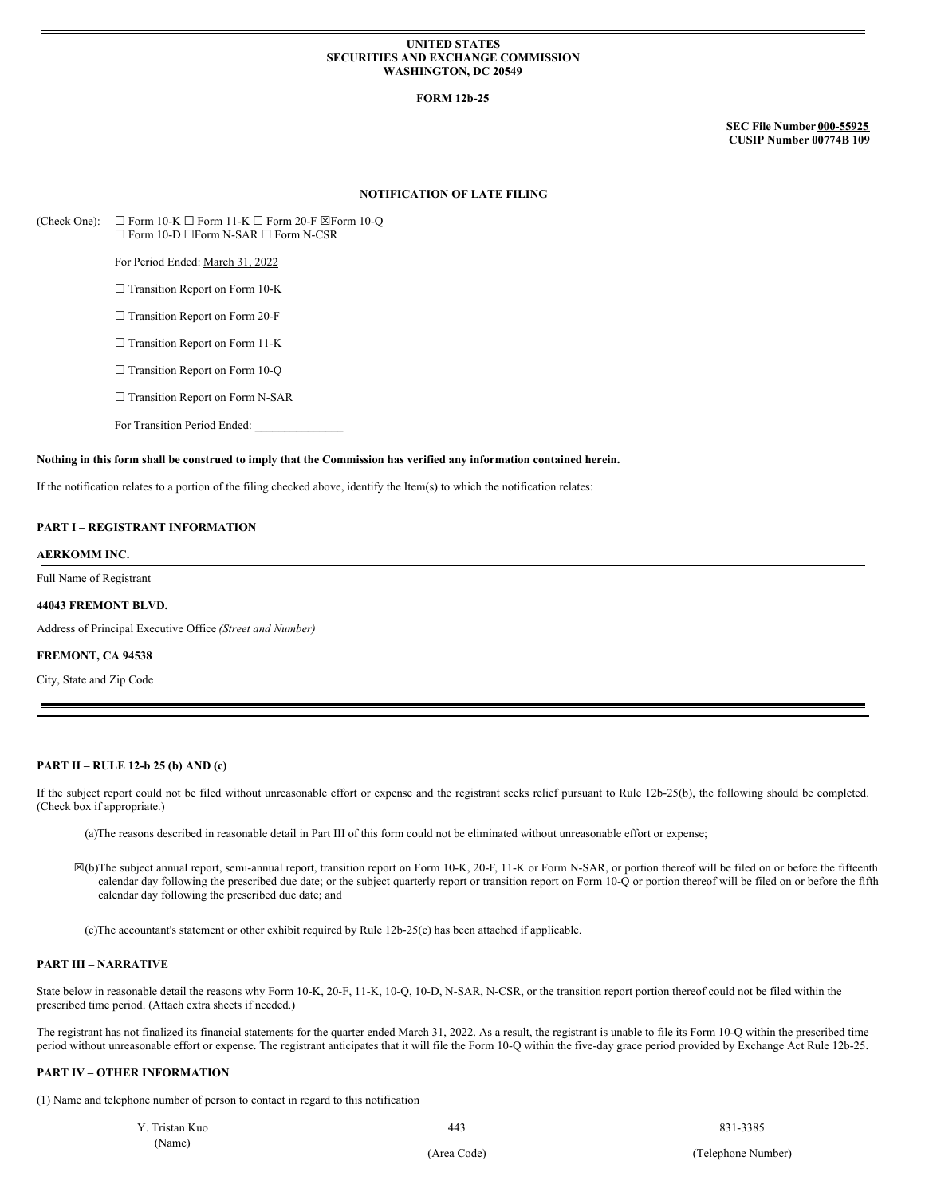**UNITED STATES**
**SECURITIES AND EXCHANGE COMMISSION**
**WASHINGTON, DC 20549**

**FORM 12b-25**

**SEC File Number 000-55925**
**CUSIP Number 00774B 109**

**NOTIFICATION OF LATE FILING**

(Check One): ☐ Form 10-K ☐ Form 11-K ☐ Form 20-F ☒Form 10-Q
☐ Form 10-D ☐Form N-SAR ☐ Form N-CSR

For Period Ended: March 31, 2022

☐ Transition Report on Form 10-K

☐ Transition Report on Form 20-F

☐ Transition Report on Form 11-K

☐ Transition Report on Form 10-Q

☐ Transition Report on Form N-SAR

For Transition Period Ended: _______________

**Nothing in this form shall be construed to imply that the Commission has verified any information contained herein.**

If the notification relates to a portion of the filing checked above, identify the Item(s) to which the notification relates:

**PART I – REGISTRANT INFORMATION**

**AERKOMM INC.**

Full Name of Registrant

**44043 FREMONT BLVD.**

Address of Principal Executive Office *(Street and Number)*

**FREMONT, CA 94538**

City, State and Zip Code

**PART II – RULE 12-b 25 (b) AND (c)**

If the subject report could not be filed without unreasonable effort or expense and the registrant seeks relief pursuant to Rule 12b-25(b), the following should be completed. (Check box if appropriate.)

(a)The reasons described in reasonable detail in Part III of this form could not be eliminated without unreasonable effort or expense;

☒(b)The subject annual report, semi-annual report, transition report on Form 10-K, 20-F, 11-K or Form N-SAR, or portion thereof will be filed on or before the fifteenth calendar day following the prescribed due date; or the subject quarterly report or transition report on Form 10-Q or portion thereof will be filed on or before the fifth calendar day following the prescribed due date; and

(c)The accountant's statement or other exhibit required by Rule 12b-25(c) has been attached if applicable.

**PART III – NARRATIVE**

State below in reasonable detail the reasons why Form 10-K, 20-F, 11-K, 10-Q, 10-D, N-SAR, N-CSR, or the transition report portion thereof could not be filed within the prescribed time period. (Attach extra sheets if needed.)

The registrant has not finalized its financial statements for the quarter ended March 31, 2022. As a result, the registrant is unable to file its Form 10-Q within the prescribed time period without unreasonable effort or expense. The registrant anticipates that it will file the Form 10-Q within the five-day grace period provided by Exchange Act Rule 12b-25.

**PART IV – OTHER INFORMATION**

(1) Name and telephone number of person to contact in regard to this notification

| Y. Tristan Kuo | 443 | 831-3385 |
|---|---|---|
| (Name) | (Area Code) | (Telephone Number) |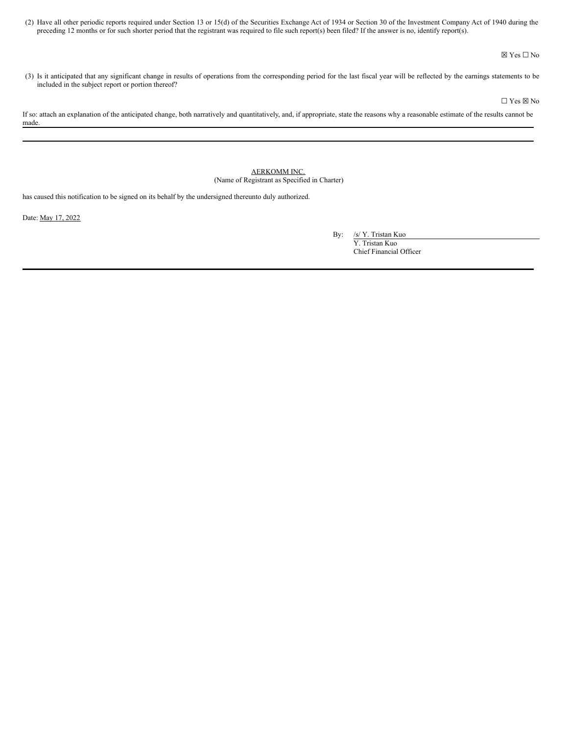(2) Have all other periodic reports required under Section 13 or 15(d) of the Securities Exchange Act of 1934 or Section 30 of the Investment Company Act of 1940 during the preceding 12 months or for such shorter period that the registrant was required to file such report(s) been filed? If the answer is no, identify report(s).

☒ Yes ☐ No

(3) Is it anticipated that any significant change in results of operations from the corresponding period for the last fiscal year will be reflected by the earnings statements to be included in the subject report or portion thereof?

☐ Yes ☒ No

If so: attach an explanation of the anticipated change, both narratively and quantitatively, and, if appropriate, state the reasons why a reasonable estimate of the results cannot be made.

---

AERKOMM INC.
(Name of Registrant as Specified in Charter)

has caused this notification to be signed on its behalf by the undersigned thereunto duly authorized.

Date: May 17, 2022

By: /s/ Y. Tristan Kuo
Y. Tristan Kuo
Chief Financial Officer